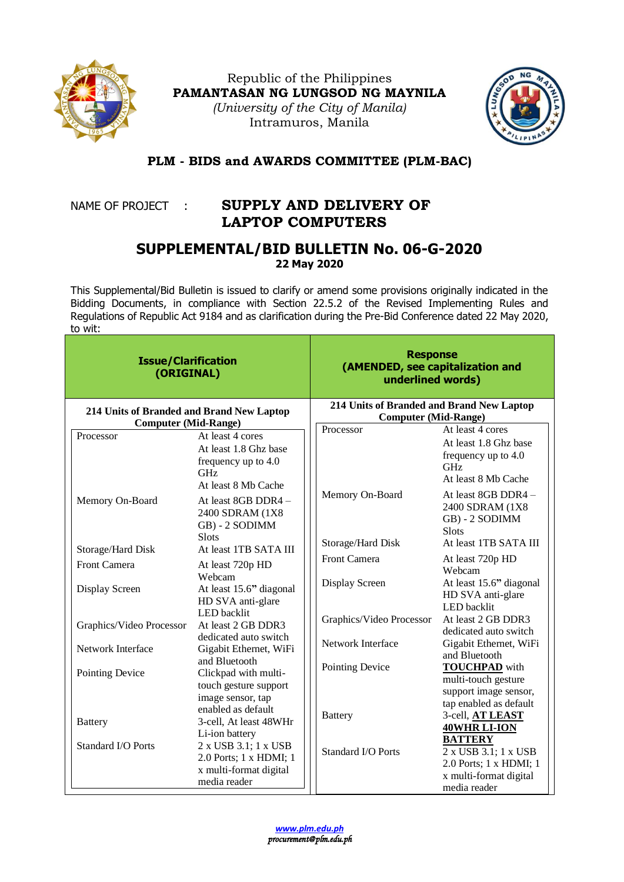Republic of the Philippines
**PAMANTASAN NG LUNGSOD NG MAYNILA**
*(University of the City of Manila)*
Intramuros, Manila

## PLM - BIDS and AWARDS COMMITTEE (PLM-BAC)

NAME OF PROJECT : **SUPPLY AND DELIVERY OF LAPTOP COMPUTERS**

# SUPPLEMENTAL/BID BULLETIN No. 06-G-2020

**22 May 2020**

This Supplemental/Bid Bulletin is issued to clarify or amend some provisions originally indicated in the Bidding Documents, in compliance with Section 22.5.2 of the Revised Implementing Rules and Regulations of Republic Act 9184 and as clarification during the Pre-Bid Conference dated 22 May 2020, to wit:

| **Issue/Clarification (ORIGINAL)** | | **Response (AMENDED, see capitalization and underlined words)** | |
|---|---|---|---|
| **214 Units of Branded and Brand New Laptop Computer (Mid-Range)** | | **214 Units of Branded and Brand New Laptop Computer (Mid-Range)** | |
| Processor | At least 4 cores<br>At least 1.8 Ghz base frequency up to 4.0 GHz<br>At least 8 Mb Cache | Processor | At least 4 cores<br>At least 1.8 Ghz base frequency up to 4.0 GHz<br>At least 8 Mb Cache |
| Memory On-Board | At least 8GB DDR4 – 2400 SDRAM (1X8 GB) - 2 SODIMM Slots | Memory On-Board | At least 8GB DDR4 – 2400 SDRAM (1X8 GB) - 2 SODIMM Slots |
| Storage/Hard Disk | At least 1TB SATA III | Storage/Hard Disk | At least 1TB SATA III |
| Front Camera | At least 720p HD Webcam | Front Camera | At least 720p HD Webcam |
| Display Screen | At least 15.6" diagonal HD SVA anti-glare LED backlit | Display Screen | At least 15.6" diagonal HD SVA anti-glare LED backlit |
| Graphics/Video Processor | At least 2 GB DDR3 dedicated auto switch | Graphics/Video Processor | At least 2 GB DDR3 dedicated auto switch |
| Network Interface | Gigabit Ethernet, WiFi and Bluetooth | Network Interface | Gigabit Ethernet, WiFi and Bluetooth |
| Pointing Device | Clickpad with multi-touch gesture support image sensor, tap enabled as default | Pointing Device | <u>**TOUCHPAD**</u> with multi-touch gesture support image sensor, tap enabled as default |
| Battery | 3-cell, At least 48WHr Li-ion battery | Battery | 3-cell, <u>**AT LEAST 40WHR LI-ION BATTERY**</u> |
| Standard I/O Ports | 2 x USB 3.1; 1 x USB 2.0 Ports; 1 x HDMI; 1 x multi-format digital media reader | Standard I/O Ports | 2 x USB 3.1; 1 x USB 2.0 Ports; 1 x HDMI; 1 x multi-format digital media reader |

*www.plm.edu.ph*
*procurement@plm.edu.ph*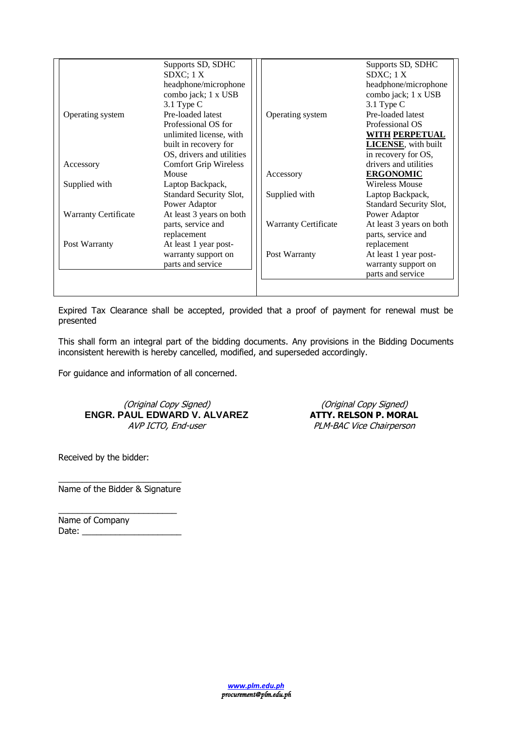| | | | |
|---|---|---|---|
| | Supports SD, SDHC SDXC; 1 X headphone/microphone combo jack; 1 x USB 3.1 Type C | | Supports SD, SDHC SDXC; 1 X headphone/microphone combo jack; 1 x USB 3.1 Type C |
| Operating system | Pre-loaded latest Professional OS for unlimited license, with built in recovery for OS, drivers and utilities | Operating system | Pre-loaded latest Professional OS **WITH PERPETUAL LICENSE**, with built in recovery for OS, drivers and utilities |
| Accessory | Comfort Grip Wireless Mouse | Accessory | **ERGONOMIC** Wireless Mouse |
| Supplied with | Laptop Backpack, Standard Security Slot, Power Adaptor | Supplied with | Laptop Backpack, Standard Security Slot, Power Adaptor |
| Warranty Certificate | At least 3 years on both parts, service and replacement | Warranty Certificate | At least 3 years on both parts, service and replacement |
| Post Warranty | At least 1 year post-warranty support on parts and service | Post Warranty | At least 1 year post-warranty support on parts and service |

Expired Tax Clearance shall be accepted, provided that a proof of payment for renewal must be presented

This shall form an integral part of the bidding documents. Any provisions in the Bidding Documents inconsistent herewith is hereby cancelled, modified, and superseded accordingly.

For guidance and information of all concerned.

*(Original Copy Signed)*
**ENGR. PAUL EDWARD V. ALVAREZ**
*AVP ICTO, End-user*

*(Original Copy Signed)*
**ATTY. RELSON P. MORAL**
*PLM-BAC Vice Chairperson*

Received by the bidder:

\_\_\_\_\_\_\_\_\_\_\_\_\_\_\_\_\_\_\_\_\_\_\_\_\_\_
Name of the Bidder & Signature

\_\_\_\_\_\_\_\_\_\_\_\_\_\_\_\_\_\_\_\_\_\_\_\_\_
Name of Company
Date: \_\_\_\_\_\_\_\_\_\_\_\_\_\_\_\_\_\_\_\_\_

www.plm.edu.ph
procurement@plm.edu.ph